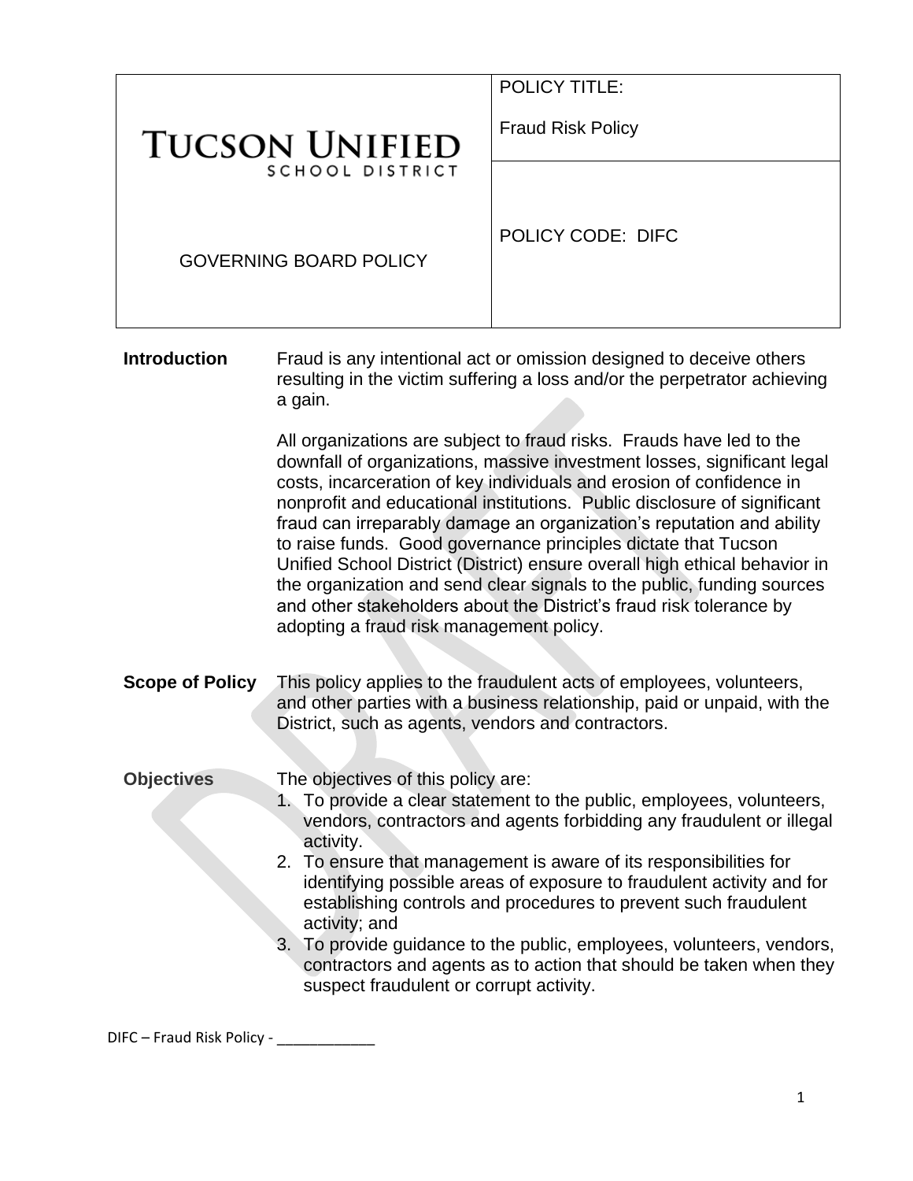| TUCSON UNIFIED SCHOOL DISTRICT | POLICY TITLE: Fraud Risk Policy |
|---|---|
| GOVERNING BOARD POLICY | POLICY CODE: DIFC |

**Introduction**

Fraud is any intentional act or omission designed to deceive others resulting in the victim suffering a loss and/or the perpetrator achieving a gain.

All organizations are subject to fraud risks. Frauds have led to the downfall of organizations, massive investment losses, significant legal costs, incarceration of key individuals and erosion of confidence in nonprofit and educational institutions. Public disclosure of significant fraud can irreparably damage an organization's reputation and ability to raise funds. Good governance principles dictate that Tucson Unified School District (District) ensure overall high ethical behavior in the organization and send clear signals to the public, funding sources and other stakeholders about the District's fraud risk tolerance by adopting a fraud risk management policy.

**Scope of Policy**

This policy applies to the fraudulent acts of employees, volunteers, and other parties with a business relationship, paid or unpaid, with the District, such as agents, vendors and contractors.

**Objectives**

The objectives of this policy are:

1. To provide a clear statement to the public, employees, volunteers, vendors, contractors and agents forbidding any fraudulent or illegal activity.
2. To ensure that management is aware of its responsibilities for identifying possible areas of exposure to fraudulent activity and for establishing controls and procedures to prevent such fraudulent activity; and
3. To provide guidance to the public, employees, volunteers, vendors, contractors and agents as to action that should be taken when they suspect fraudulent or corrupt activity.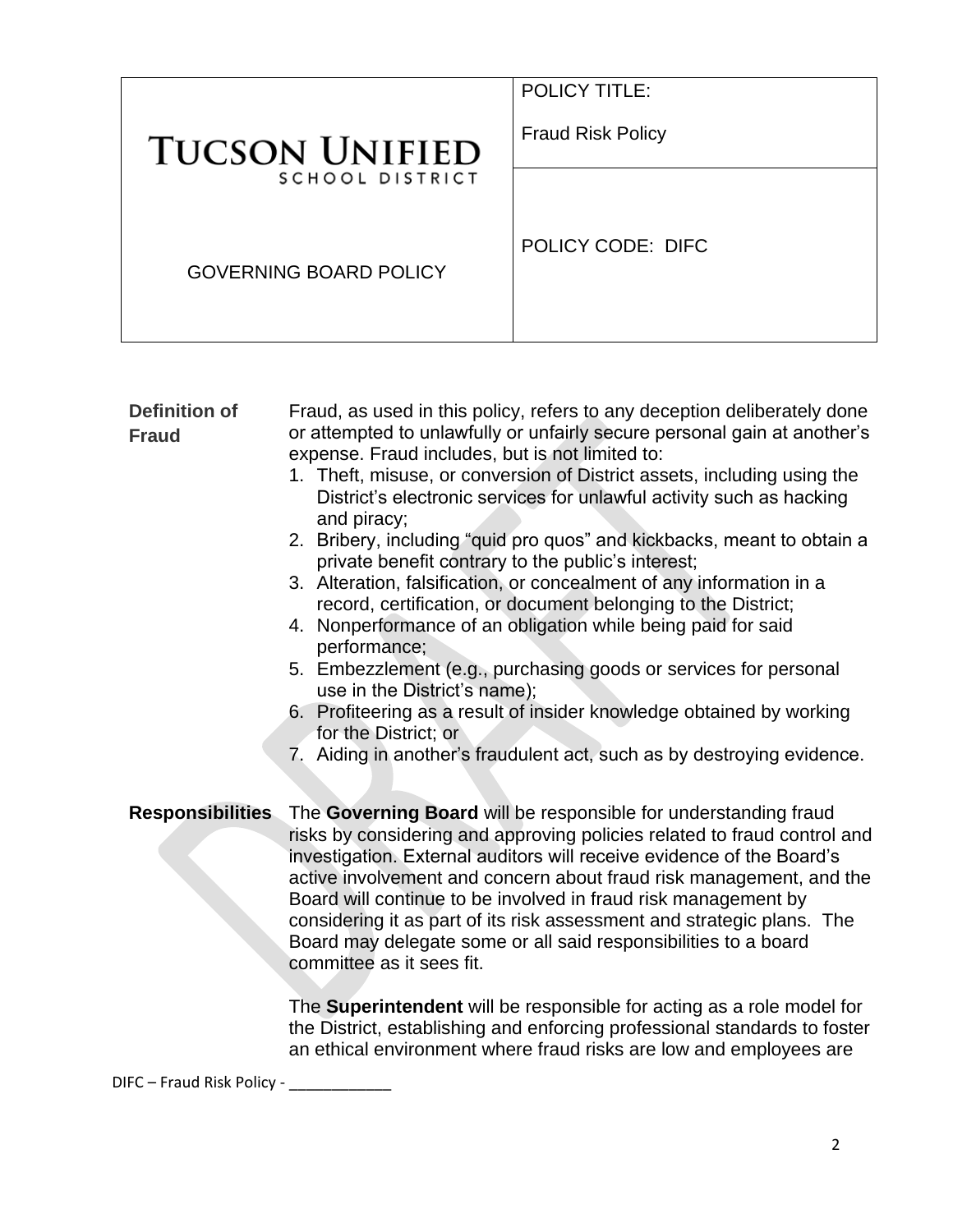| TUCSON UNIFIED SCHOOL DISTRICT | POLICY TITLE: Fraud Risk Policy |
|---|---|
| GOVERNING BOARD POLICY | POLICY CODE: DIFC |

**Definition of Fraud**

Fraud, as used in this policy, refers to any deception deliberately done or attempted to unlawfully or unfairly secure personal gain at another's expense. Fraud includes, but is not limited to:

1. Theft, misuse, or conversion of District assets, including using the District's electronic services for unlawful activity such as hacking and piracy;
2. Bribery, including "quid pro quos" and kickbacks, meant to obtain a private benefit contrary to the public's interest;
3. Alteration, falsification, or concealment of any information in a record, certification, or document belonging to the District;
4. Nonperformance of an obligation while being paid for said performance;
5. Embezzlement (e.g., purchasing goods or services for personal use in the District's name);
6. Profiteering as a result of insider knowledge obtained by working for the District; or
7. Aiding in another's fraudulent act, such as by destroying evidence.

**Responsibilities**

The **Governing Board** will be responsible for understanding fraud risks by considering and approving policies related to fraud control and investigation. External auditors will receive evidence of the Board's active involvement and concern about fraud risk management, and the Board will continue to be involved in fraud risk management by considering it as part of its risk assessment and strategic plans. The Board may delegate some or all said responsibilities to a board committee as it sees fit.

The **Superintendent** will be responsible for acting as a role model for the District, establishing and enforcing professional standards to foster an ethical environment where fraud risks are low and employees are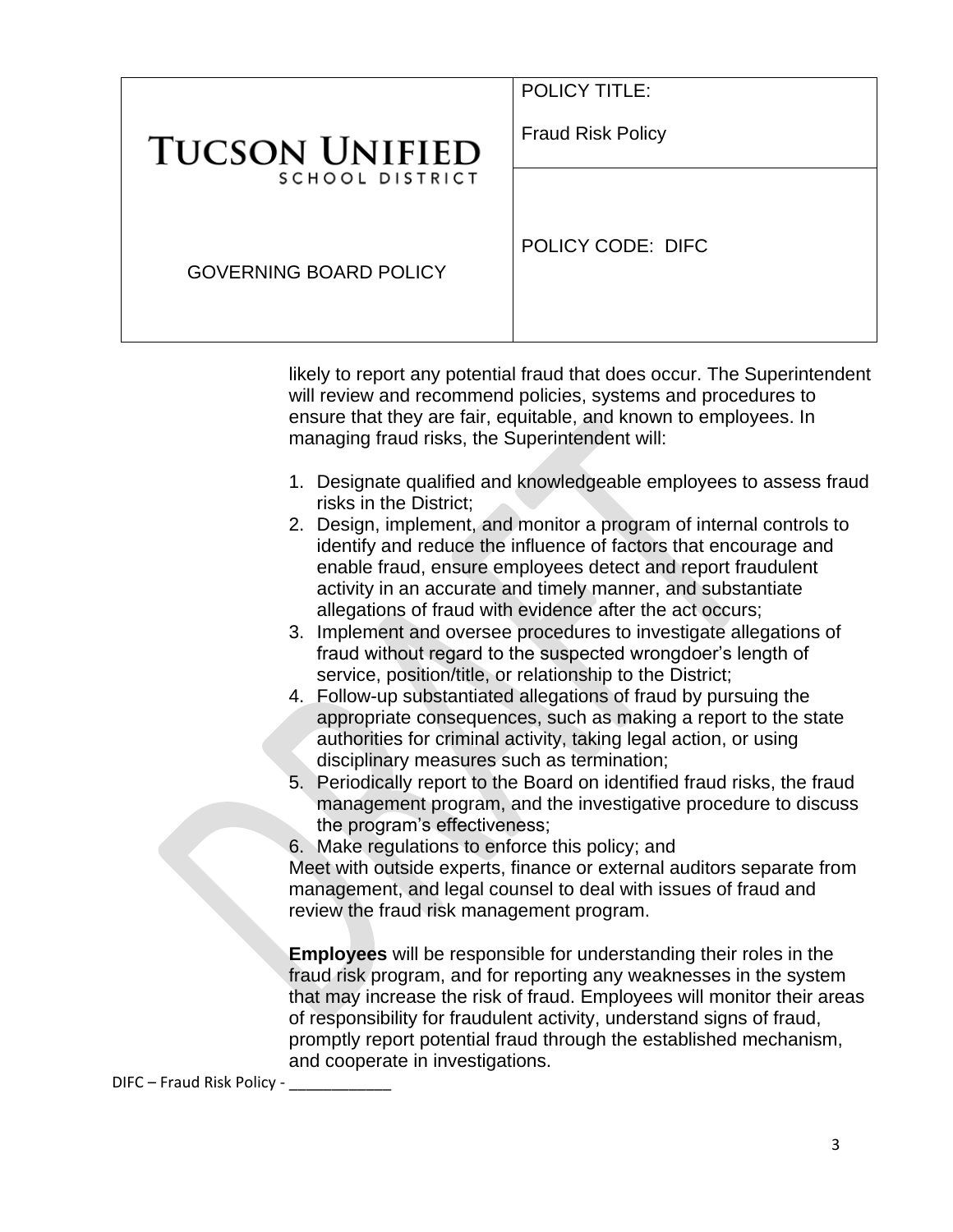likely to report any potential fraud that does occur. The Superintendent will review and recommend policies, systems and procedures to ensure that they are fair, equitable, and known to employees. In managing fraud risks, the Superintendent will:

1. Designate qualified and knowledgeable employees to assess fraud risks in the District;
2. Design, implement, and monitor a program of internal controls to identify and reduce the influence of factors that encourage and enable fraud, ensure employees detect and report fraudulent activity in an accurate and timely manner, and substantiate allegations of fraud with evidence after the act occurs;
3. Implement and oversee procedures to investigate allegations of fraud without regard to the suspected wrongdoer's length of service, position/title, or relationship to the District;
4. Follow-up substantiated allegations of fraud by pursuing the appropriate consequences, such as making a report to the state authorities for criminal activity, taking legal action, or using disciplinary measures such as termination;
5. Periodically report to the Board on identified fraud risks, the fraud management program, and the investigative procedure to discuss the program's effectiveness;
6. Make regulations to enforce this policy; and

Meet with outside experts, finance or external auditors separate from management, and legal counsel to deal with issues of fraud and review the fraud risk management program.

**Employees** will be responsible for understanding their roles in the fraud risk program, and for reporting any weaknesses in the system that may increase the risk of fraud. Employees will monitor their areas of responsibility for fraudulent activity, understand signs of fraud, promptly report potential fraud through the established mechanism, and cooperate in investigations.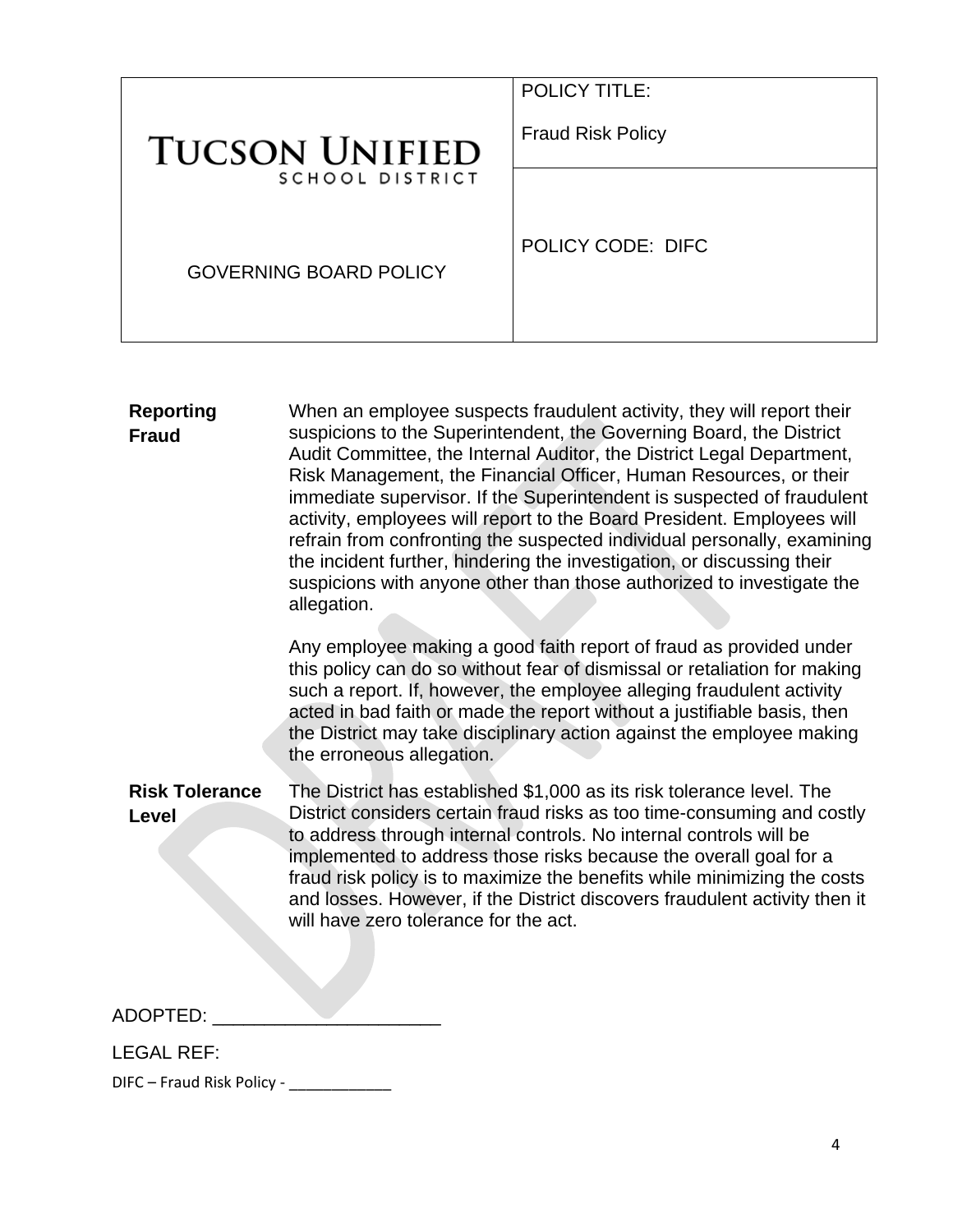| **TUCSON UNIFIED** SCHOOL DISTRICT | POLICY TITLE: Fraud Risk Policy |
|---|---|
| GOVERNING BOARD POLICY | POLICY CODE: DIFC |

**Reporting Fraud**

When an employee suspects fraudulent activity, they will report their suspicions to the Superintendent, the Governing Board, the District Audit Committee, the Internal Auditor, the District Legal Department, Risk Management, the Financial Officer, Human Resources, or their immediate supervisor. If the Superintendent is suspected of fraudulent activity, employees will report to the Board President. Employees will refrain from confronting the suspected individual personally, examining the incident further, hindering the investigation, or discussing their suspicions with anyone other than those authorized to investigate the allegation.

Any employee making a good faith report of fraud as provided under this policy can do so without fear of dismissal or retaliation for making such a report. If, however, the employee alleging fraudulent activity acted in bad faith or made the report without a justifiable basis, then the District may take disciplinary action against the employee making the erroneous allegation.

**Risk Tolerance Level**

The District has established $1,000 as its risk tolerance level. The District considers certain fraud risks as too time-consuming and costly to address through internal controls. No internal controls will be implemented to address those risks because the overall goal for a fraud risk policy is to maximize the benefits while minimizing the costs and losses. However, if the District discovers fraudulent activity then it will have zero tolerance for the act.

ADOPTED: ______________________

LEGAL REF:

DIFC – Fraud Risk Policy - ____________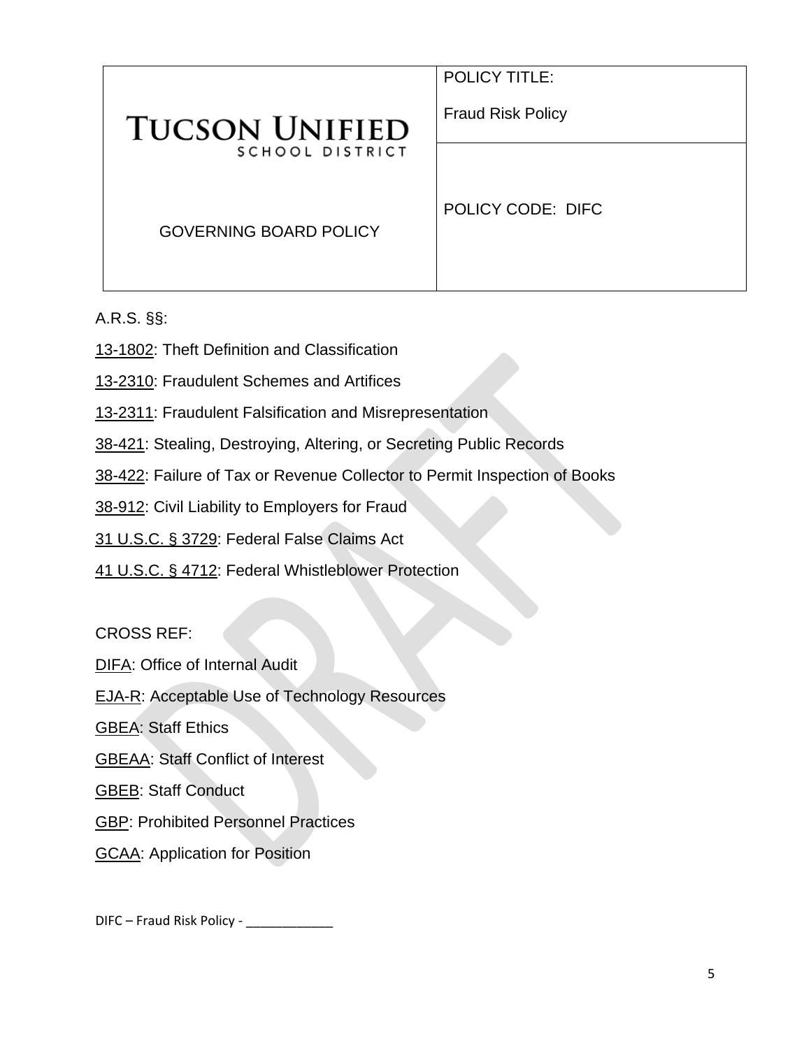| | |
|---|---|
| **TUCSON UNIFIED** SCHOOL DISTRICT | POLICY TITLE: Fraud Risk Policy |
| GOVERNING BOARD POLICY | POLICY CODE: DIFC |

A.R.S. §§:

13-1802: Theft Definition and Classification

13-2310: Fraudulent Schemes and Artifices

13-2311: Fraudulent Falsification and Misrepresentation

38-421: Stealing, Destroying, Altering, or Secreting Public Records

38-422: Failure of Tax or Revenue Collector to Permit Inspection of Books

38-912: Civil Liability to Employers for Fraud

31 U.S.C. § 3729: Federal False Claims Act

41 U.S.C. § 4712: Federal Whistleblower Protection

CROSS REF:

DIFA: Office of Internal Audit

EJA-R: Acceptable Use of Technology Resources

GBEA: Staff Ethics

GBEAA: Staff Conflict of Interest

GBEB: Staff Conduct

GBP: Prohibited Personnel Practices

GCAA: Application for Position